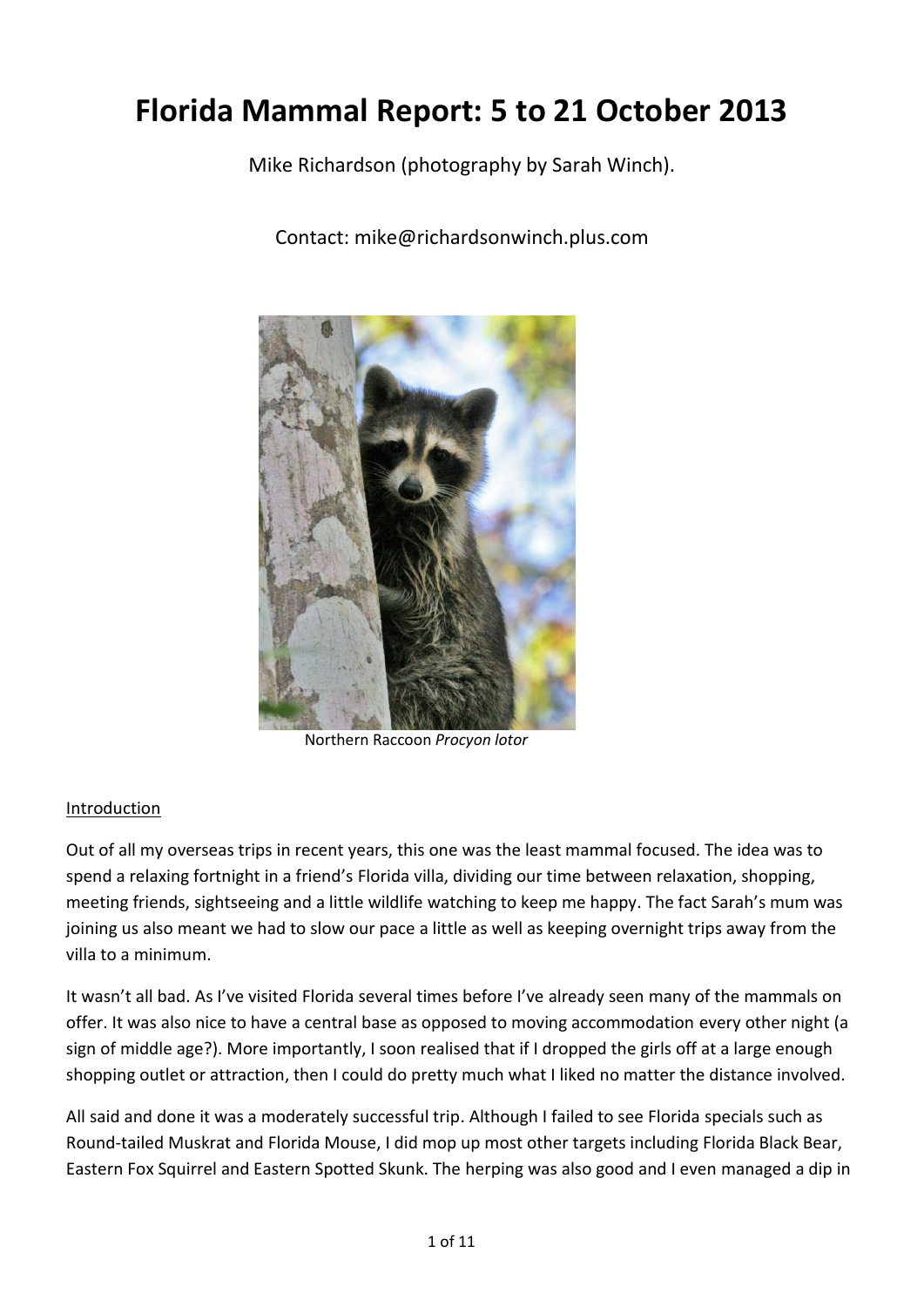# Florida Mammal Report: 5 to 21 October 2013

Mike Richardson (photography by Sarah Winch).

Contact: mike@richardsonwinch.plus.com

Northern Raccoon *Procyon lotor*

## Introduction

Out of all my overseas trips in recent years, this one was the least mammal focused. The idea was to spend a relaxing fortnight in a friend's Florida villa, dividing our time between relaxation, shopping, meeting friends, sightseeing and a little wildlife watching to keep me happy. The fact Sarah's mum was joining us also meant we had to slow our pace a little as well as keeping overnight trips away from the villa to a minimum.

It wasn't all bad. As I've visited Florida several times before I've already seen many of the mammals on offer. It was also nice to have a central base as opposed to moving accommodation every other night (a sign of middle age?). More importantly, I soon realised that if I dropped the girls off at a large enough shopping outlet or attraction, then I could do pretty much what I liked no matter the distance involved.

All said and done it was a moderately successful trip. Although I failed to see Florida specials such as Round-tailed Muskrat and Florida Mouse, I did mop up most other targets including Florida Black Bear, Eastern Fox Squirrel and Eastern Spotted Skunk. The herping was also good and I even managed a dip in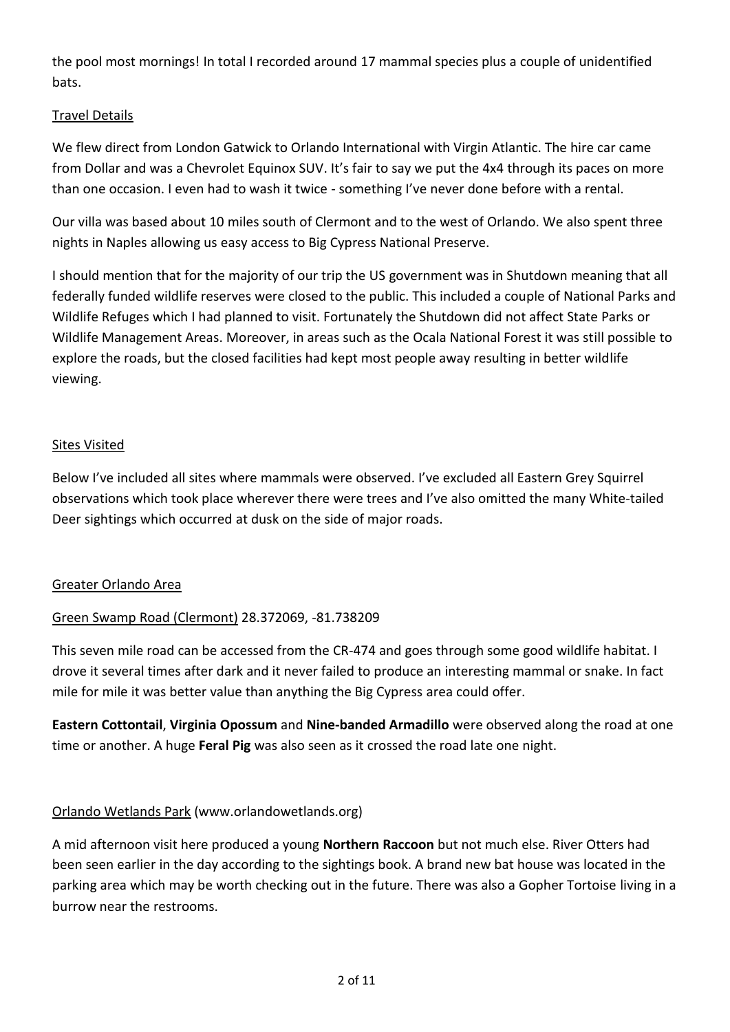the pool most mornings! In total I recorded around 17 mammal species plus a couple of unidentified bats.

## Travel Details

We flew direct from London Gatwick to Orlando International with Virgin Atlantic. The hire car came from Dollar and was a Chevrolet Equinox SUV. It's fair to say we put the 4x4 through its paces on more than one occasion. I even had to wash it twice - something I've never done before with a rental.

Our villa was based about 10 miles south of Clermont and to the west of Orlando. We also spent three nights in Naples allowing us easy access to Big Cypress National Preserve.

I should mention that for the majority of our trip the US government was in Shutdown meaning that all federally funded wildlife reserves were closed to the public. This included a couple of National Parks and Wildlife Refuges which I had planned to visit. Fortunately the Shutdown did not affect State Parks or Wildlife Management Areas. Moreover, in areas such as the Ocala National Forest it was still possible to explore the roads, but the closed facilities had kept most people away resulting in better wildlife viewing.

## Sites Visited

Below I've included all sites where mammals were observed. I've excluded all Eastern Grey Squirrel observations which took place wherever there were trees and I've also omitted the many White-tailed Deer sightings which occurred at dusk on the side of major roads.

## Greater Orlando Area

### Green Swamp Road (Clermont) 28.372069, -81.738209

This seven mile road can be accessed from the CR-474 and goes through some good wildlife habitat. I drove it several times after dark and it never failed to produce an interesting mammal or snake. In fact mile for mile it was better value than anything the Big Cypress area could offer.

**Eastern Cottontail**, **Virginia Opossum** and **Nine-banded Armadillo** were observed along the road at one time or another. A huge **Feral Pig** was also seen as it crossed the road late one night.

### Orlando Wetlands Park (www.orlandowetlands.org)

A mid afternoon visit here produced a young **Northern Raccoon** but not much else. River Otters had been seen earlier in the day according to the sightings book. A brand new bat house was located in the parking area which may be worth checking out in the future. There was also a Gopher Tortoise living in a burrow near the restrooms.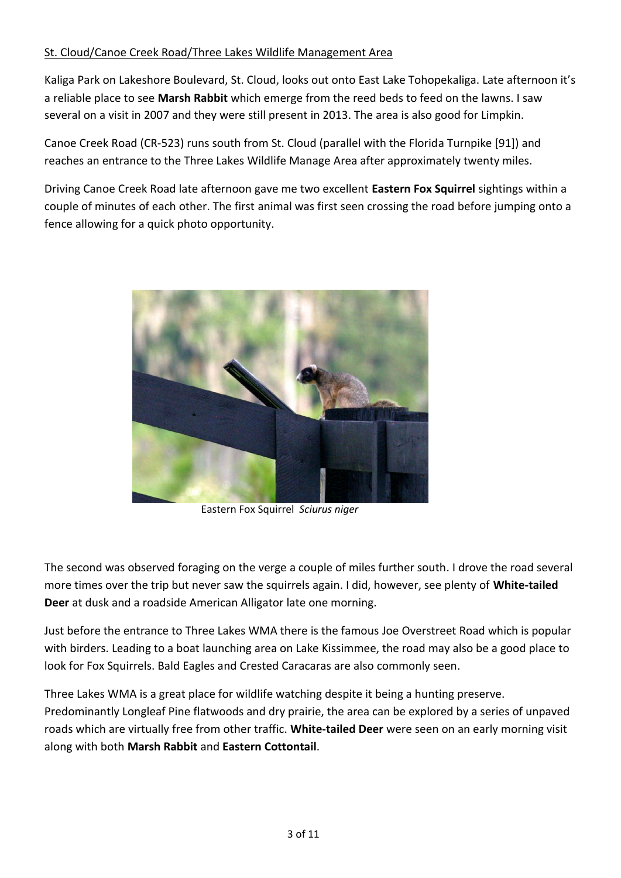St. Cloud/Canoe Creek Road/Three Lakes Wildlife Management Area

Kaliga Park on Lakeshore Boulevard, St. Cloud, looks out onto East Lake Tohopekaliga. Late afternoon it's a reliable place to see **Marsh Rabbit** which emerge from the reed beds to feed on the lawns. I saw several on a visit in 2007 and they were still present in 2013. The area is also good for Limpkin.

Canoe Creek Road (CR-523) runs south from St. Cloud (parallel with the Florida Turnpike [91]) and reaches an entrance to the Three Lakes Wildlife Manage Area after approximately twenty miles.

Driving Canoe Creek Road late afternoon gave me two excellent **Eastern Fox Squirrel** sightings within a couple of minutes of each other. The first animal was first seen crossing the road before jumping onto a fence allowing for a quick photo opportunity.

Eastern Fox Squirrel *Sciurus niger*

The second was observed foraging on the verge a couple of miles further south. I drove the road several more times over the trip but never saw the squirrels again. I did, however, see plenty of **White-tailed Deer** at dusk and a roadside American Alligator late one morning.

Just before the entrance to Three Lakes WMA there is the famous Joe Overstreet Road which is popular with birders. Leading to a boat launching area on Lake Kissimmee, the road may also be a good place to look for Fox Squirrels. Bald Eagles and Crested Caracaras are also commonly seen.

Three Lakes WMA is a great place for wildlife watching despite it being a hunting preserve. Predominantly Longleaf Pine flatwoods and dry prairie, the area can be explored by a series of unpaved roads which are virtually free from other traffic. **White-tailed Deer** were seen on an early morning visit along with both **Marsh Rabbit** and **Eastern Cottontail**.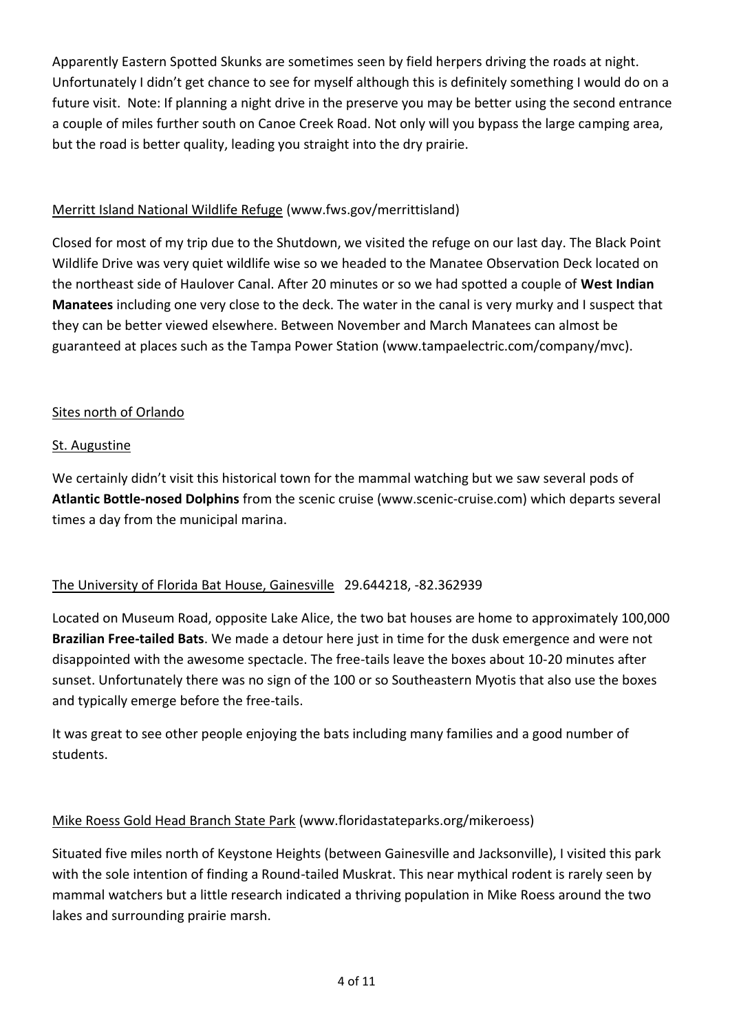Apparently Eastern Spotted Skunks are sometimes seen by field herpers driving the roads at night. Unfortunately I didn't get chance to see for myself although this is definitely something I would do on a future visit. Note: If planning a night drive in the preserve you may be better using the second entrance a couple of miles further south on Canoe Creek Road. Not only will you bypass the large camping area, but the road is better quality, leading you straight into the dry prairie.

Merritt Island National Wildlife Refuge (www.fws.gov/merrittisland)

Closed for most of my trip due to the Shutdown, we visited the refuge on our last day. The Black Point Wildlife Drive was very quiet wildlife wise so we headed to the Manatee Observation Deck located on the northeast side of Haulover Canal. After 20 minutes or so we had spotted a couple of **West Indian Manatees** including one very close to the deck. The water in the canal is very murky and I suspect that they can be better viewed elsewhere. Between November and March Manatees can almost be guaranteed at places such as the Tampa Power Station (www.tampaelectric.com/company/mvc).

Sites north of Orlando

St. Augustine

We certainly didn't visit this historical town for the mammal watching but we saw several pods of **Atlantic Bottle-nosed Dolphins** from the scenic cruise (www.scenic-cruise.com) which departs several times a day from the municipal marina.

The University of Florida Bat House, Gainesville 29.644218, -82.362939

Located on Museum Road, opposite Lake Alice, the two bat houses are home to approximately 100,000 **Brazilian Free-tailed Bats**. We made a detour here just in time for the dusk emergence and were not disappointed with the awesome spectacle. The free-tails leave the boxes about 10-20 minutes after sunset. Unfortunately there was no sign of the 100 or so Southeastern Myotis that also use the boxes and typically emerge before the free-tails.

It was great to see other people enjoying the bats including many families and a good number of students.

Mike Roess Gold Head Branch State Park (www.floridastateparks.org/mikeroess)

Situated five miles north of Keystone Heights (between Gainesville and Jacksonville), I visited this park with the sole intention of finding a Round-tailed Muskrat. This near mythical rodent is rarely seen by mammal watchers but a little research indicated a thriving population in Mike Roess around the two lakes and surrounding prairie marsh.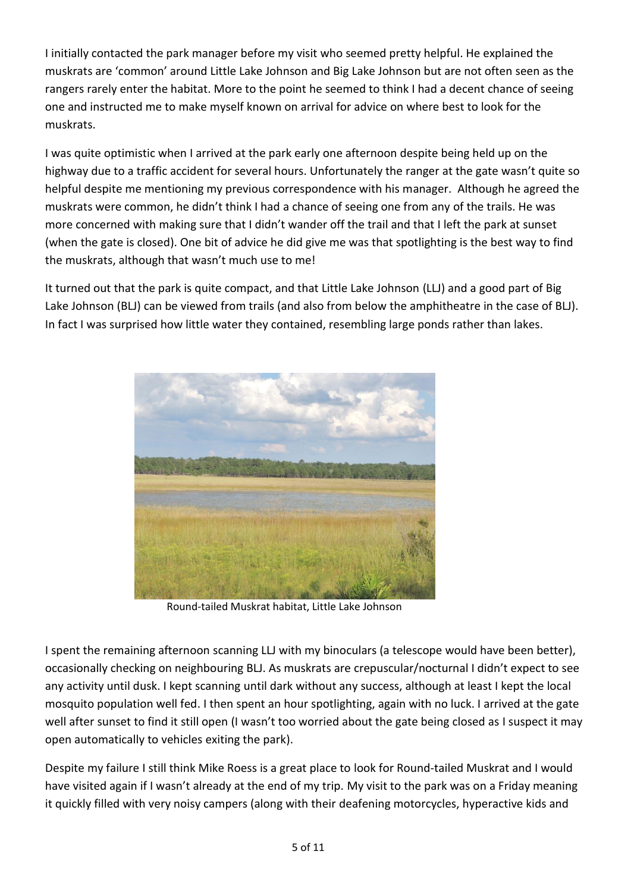I initially contacted the park manager before my visit who seemed pretty helpful. He explained the muskrats are 'common' around Little Lake Johnson and Big Lake Johnson but are not often seen as the rangers rarely enter the habitat. More to the point he seemed to think I had a decent chance of seeing one and instructed me to make myself known on arrival for advice on where best to look for the muskrats.

I was quite optimistic when I arrived at the park early one afternoon despite being held up on the highway due to a traffic accident for several hours. Unfortunately the ranger at the gate wasn't quite so helpful despite me mentioning my previous correspondence with his manager. Although he agreed the muskrats were common, he didn't think I had a chance of seeing one from any of the trails. He was more concerned with making sure that I didn't wander off the trail and that I left the park at sunset (when the gate is closed). One bit of advice he did give me was that spotlighting is the best way to find the muskrats, although that wasn't much use to me!

It turned out that the park is quite compact, and that Little Lake Johnson (LLJ) and a good part of Big Lake Johnson (BLJ) can be viewed from trails (and also from below the amphitheatre in the case of BLJ). In fact I was surprised how little water they contained, resembling large ponds rather than lakes.

Round-tailed Muskrat habitat, Little Lake Johnson

I spent the remaining afternoon scanning LLJ with my binoculars (a telescope would have been better), occasionally checking on neighbouring BLJ. As muskrats are crepuscular/nocturnal I didn't expect to see any activity until dusk. I kept scanning until dark without any success, although at least I kept the local mosquito population well fed. I then spent an hour spotlighting, again with no luck. I arrived at the gate well after sunset to find it still open (I wasn't too worried about the gate being closed as I suspect it may open automatically to vehicles exiting the park).

Despite my failure I still think Mike Roess is a great place to look for Round-tailed Muskrat and I would have visited again if I wasn't already at the end of my trip. My visit to the park was on a Friday meaning it quickly filled with very noisy campers (along with their deafening motorcycles, hyperactive kids and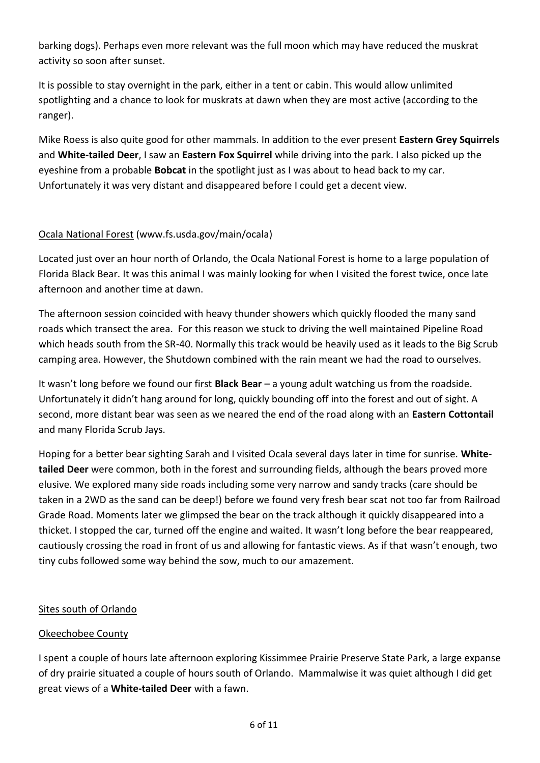barking dogs). Perhaps even more relevant was the full moon which may have reduced the muskrat activity so soon after sunset.

It is possible to stay overnight in the park, either in a tent or cabin. This would allow unlimited spotlighting and a chance to look for muskrats at dawn when they are most active (according to the ranger).

Mike Roess is also quite good for other mammals. In addition to the ever present **Eastern Grey Squirrels** and **White-tailed Deer**, I saw an **Eastern Fox Squirrel** while driving into the park. I also picked up the eyeshine from a probable **Bobcat** in the spotlight just as I was about to head back to my car. Unfortunately it was very distant and disappeared before I could get a decent view.

## Ocala National Forest (www.fs.usda.gov/main/ocala)

Located just over an hour north of Orlando, the Ocala National Forest is home to a large population of Florida Black Bear. It was this animal I was mainly looking for when I visited the forest twice, once late afternoon and another time at dawn.

The afternoon session coincided with heavy thunder showers which quickly flooded the many sand roads which transect the area. For this reason we stuck to driving the well maintained Pipeline Road which heads south from the SR-40. Normally this track would be heavily used as it leads to the Big Scrub camping area. However, the Shutdown combined with the rain meant we had the road to ourselves.

It wasn't long before we found our first **Black Bear** – a young adult watching us from the roadside. Unfortunately it didn't hang around for long, quickly bounding off into the forest and out of sight. A second, more distant bear was seen as we neared the end of the road along with an **Eastern Cottontail** and many Florida Scrub Jays.

Hoping for a better bear sighting Sarah and I visited Ocala several days later in time for sunrise. **White-tailed Deer** were common, both in the forest and surrounding fields, although the bears proved more elusive. We explored many side roads including some very narrow and sandy tracks (care should be taken in a 2WD as the sand can be deep!) before we found very fresh bear scat not too far from Railroad Grade Road. Moments later we glimpsed the bear on the track although it quickly disappeared into a thicket. I stopped the car, turned off the engine and waited. It wasn't long before the bear reappeared, cautiously crossing the road in front of us and allowing for fantastic views. As if that wasn't enough, two tiny cubs followed some way behind the sow, much to our amazement.

## Sites south of Orlando

### Okeechobee County

I spent a couple of hours late afternoon exploring Kissimmee Prairie Preserve State Park, a large expanse of dry prairie situated a couple of hours south of Orlando. Mammalwise it was quiet although I did get great views of a **White-tailed Deer** with a fawn.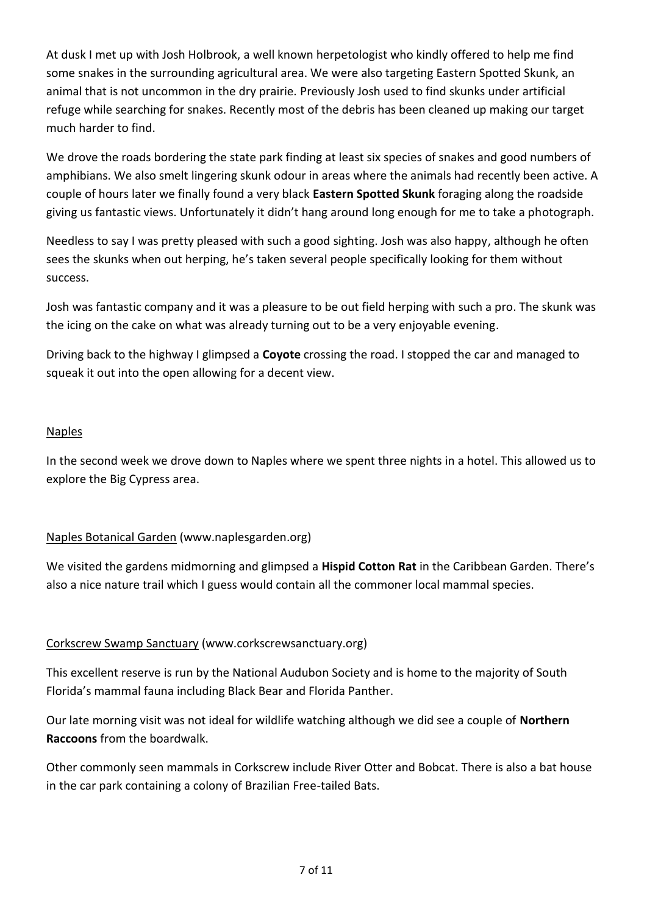At dusk I met up with Josh Holbrook, a well known herpetologist who kindly offered to help me find some snakes in the surrounding agricultural area. We were also targeting Eastern Spotted Skunk, an animal that is not uncommon in the dry prairie. Previously Josh used to find skunks under artificial refuge while searching for snakes. Recently most of the debris has been cleaned up making our target much harder to find.

We drove the roads bordering the state park finding at least six species of snakes and good numbers of amphibians. We also smelt lingering skunk odour in areas where the animals had recently been active. A couple of hours later we finally found a very black **Eastern Spotted Skunk** foraging along the roadside giving us fantastic views. Unfortunately it didn't hang around long enough for me to take a photograph.

Needless to say I was pretty pleased with such a good sighting. Josh was also happy, although he often sees the skunks when out herping, he's taken several people specifically looking for them without success.

Josh was fantastic company and it was a pleasure to be out field herping with such a pro. The skunk was the icing on the cake on what was already turning out to be a very enjoyable evening.

Driving back to the highway I glimpsed a **Coyote** crossing the road. I stopped the car and managed to squeak it out into the open allowing for a decent view.

## Naples

In the second week we drove down to Naples where we spent three nights in a hotel. This allowed us to explore the Big Cypress area.

### Naples Botanical Garden (www.naplesgarden.org)

We visited the gardens midmorning and glimpsed a **Hispid Cotton Rat** in the Caribbean Garden. There's also a nice nature trail which I guess would contain all the commoner local mammal species.

### Corkscrew Swamp Sanctuary (www.corkscrewsanctuary.org)

This excellent reserve is run by the National Audubon Society and is home to the majority of South Florida's mammal fauna including Black Bear and Florida Panther.

Our late morning visit was not ideal for wildlife watching although we did see a couple of **Northern Raccoons** from the boardwalk.

Other commonly seen mammals in Corkscrew include River Otter and Bobcat. There is also a bat house in the car park containing a colony of Brazilian Free-tailed Bats.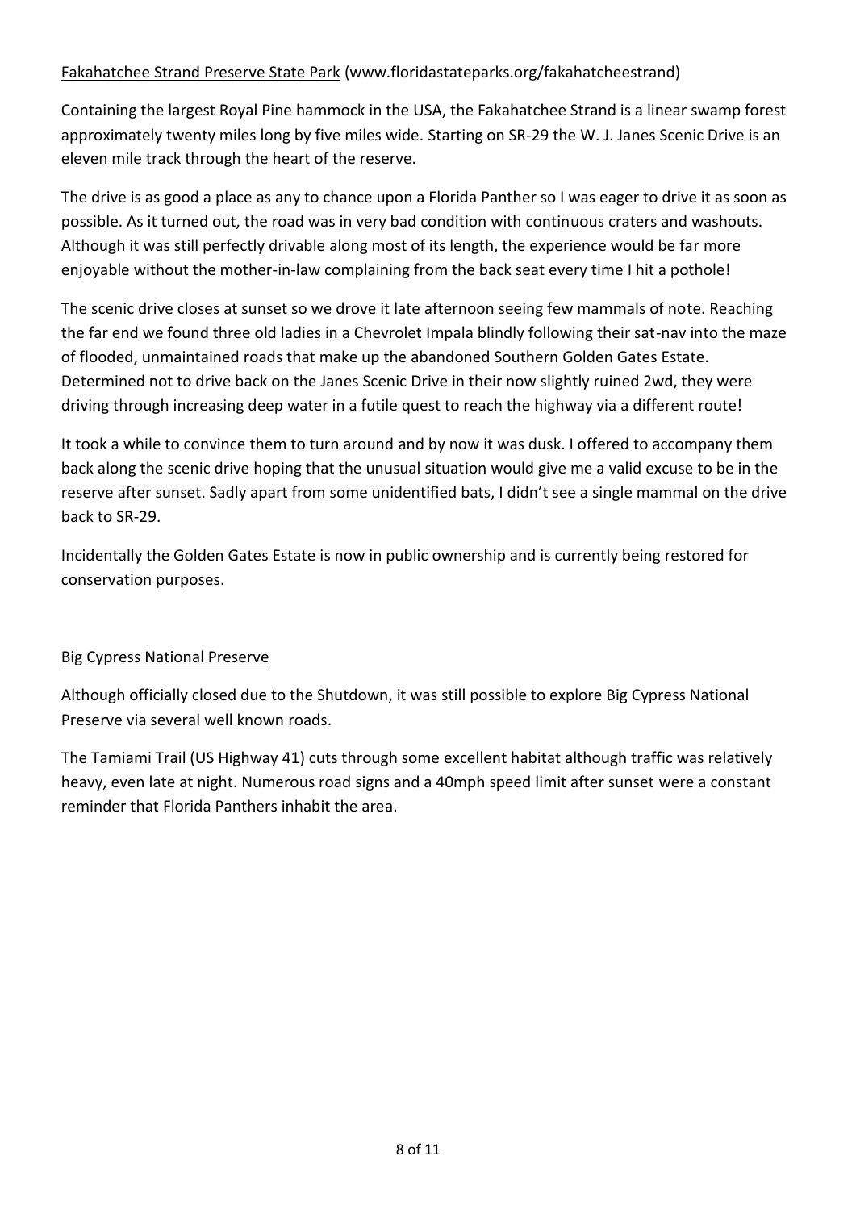<u>Fakahatchee Strand Preserve State Park</u> (www.floridastateparks.org/fakahatcheestrand)

Containing the largest Royal Pine hammock in the USA, the Fakahatchee Strand is a linear swamp forest approximately twenty miles long by five miles wide. Starting on SR-29 the W. J. Janes Scenic Drive is an eleven mile track through the heart of the reserve.

The drive is as good a place as any to chance upon a Florida Panther so I was eager to drive it as soon as possible. As it turned out, the road was in very bad condition with continuous craters and washouts. Although it was still perfectly drivable along most of its length, the experience would be far more enjoyable without the mother-in-law complaining from the back seat every time I hit a pothole!

The scenic drive closes at sunset so we drove it late afternoon seeing few mammals of note. Reaching the far end we found three old ladies in a Chevrolet Impala blindly following their sat-nav into the maze of flooded, unmaintained roads that make up the abandoned Southern Golden Gates Estate. Determined not to drive back on the Janes Scenic Drive in their now slightly ruined 2wd, they were driving through increasing deep water in a futile quest to reach the highway via a different route!

It took a while to convince them to turn around and by now it was dusk. I offered to accompany them back along the scenic drive hoping that the unusual situation would give me a valid excuse to be in the reserve after sunset. Sadly apart from some unidentified bats, I didn't see a single mammal on the drive back to SR-29.

Incidentally the Golden Gates Estate is now in public ownership and is currently being restored for conservation purposes.

<u>Big Cypress National Preserve</u>

Although officially closed due to the Shutdown, it was still possible to explore Big Cypress National Preserve via several well known roads.

The Tamiami Trail (US Highway 41) cuts through some excellent habitat although traffic was relatively heavy, even late at night. Numerous road signs and a 40mph speed limit after sunset were a constant reminder that Florida Panthers inhabit the area.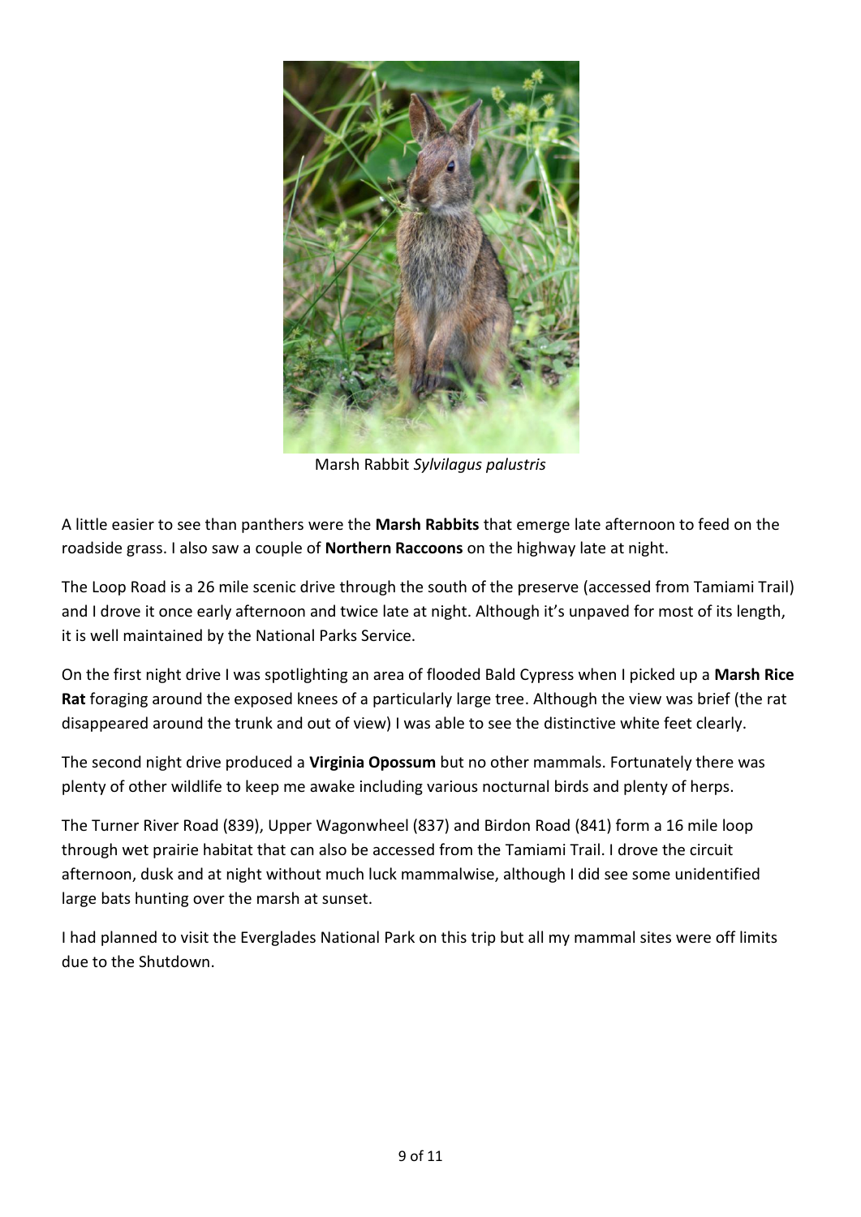Marsh Rabbit *Sylvilagus palustris*

A little easier to see than panthers were the **Marsh Rabbits** that emerge late afternoon to feed on the roadside grass. I also saw a couple of **Northern Raccoons** on the highway late at night.

The Loop Road is a 26 mile scenic drive through the south of the preserve (accessed from Tamiami Trail) and I drove it once early afternoon and twice late at night. Although it's unpaved for most of its length, it is well maintained by the National Parks Service.

On the first night drive I was spotlighting an area of flooded Bald Cypress when I picked up a **Marsh Rice Rat** foraging around the exposed knees of a particularly large tree. Although the view was brief (the rat disappeared around the trunk and out of view) I was able to see the distinctive white feet clearly.

The second night drive produced a **Virginia Opossum** but no other mammals. Fortunately there was plenty of other wildlife to keep me awake including various nocturnal birds and plenty of herps.

The Turner River Road (839), Upper Wagonwheel (837) and Birdon Road (841) form a 16 mile loop through wet prairie habitat that can also be accessed from the Tamiami Trail. I drove the circuit afternoon, dusk and at night without much luck mammalwise, although I did see some unidentified large bats hunting over the marsh at sunset.

I had planned to visit the Everglades National Park on this trip but all my mammal sites were off limits due to the Shutdown.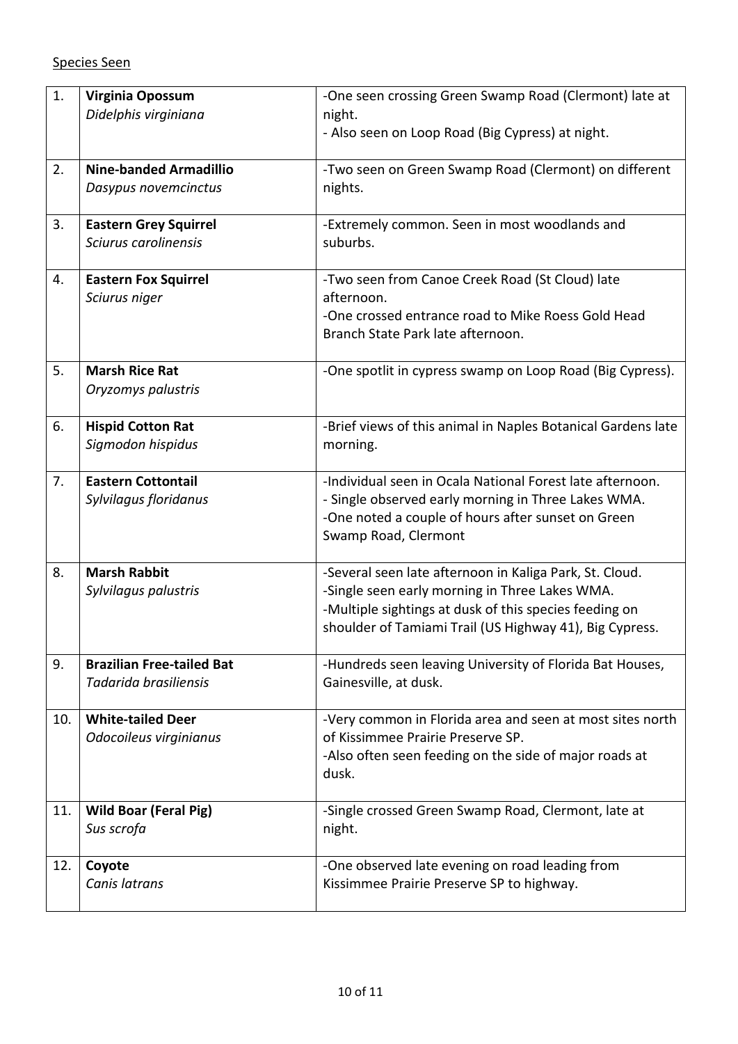Species Seen

| | | |
|---|---|---|
| 1. | **Virginia Opossum**<br>*Didelphis virginiana* | -One seen crossing Green Swamp Road (Clermont) late at night.<br>- Also seen on Loop Road (Big Cypress) at night. |
| 2. | **Nine-banded Armadillio**<br>*Dasypus novemcinctus* | -Two seen on Green Swamp Road (Clermont) on different nights. |
| 3. | **Eastern Grey Squirrel**<br>*Sciurus carolinensis* | -Extremely common. Seen in most woodlands and suburbs. |
| 4. | **Eastern Fox Squirrel**<br>*Sciurus niger* | -Two seen from Canoe Creek Road (St Cloud) late afternoon.<br>-One crossed entrance road to Mike Roess Gold Head Branch State Park late afternoon. |
| 5. | **Marsh Rice Rat**<br>*Oryzomys palustris* | -One spotlit in cypress swamp on Loop Road (Big Cypress). |
| 6. | **Hispid Cotton Rat**<br>*Sigmodon hispidus* | -Brief views of this animal in Naples Botanical Gardens late morning. |
| 7. | **Eastern Cottontail**<br>*Sylvilagus floridanus* | -Individual seen in Ocala National Forest late afternoon.<br>- Single observed early morning in Three Lakes WMA.<br>-One noted a couple of hours after sunset on Green Swamp Road, Clermont |
| 8. | **Marsh Rabbit**<br>*Sylvilagus palustris* | -Several seen late afternoon in Kaliga Park, St. Cloud.<br>-Single seen early morning in Three Lakes WMA.<br>-Multiple sightings at dusk of this species feeding on shoulder of Tamiami Trail (US Highway 41), Big Cypress. |
| 9. | **Brazilian Free-tailed Bat**<br>*Tadarida brasiliensis* | -Hundreds seen leaving University of Florida Bat Houses, Gainesville, at dusk. |
| 10. | **White-tailed Deer**<br>*Odocoileus virginianus* | -Very common in Florida area and seen at most sites north of Kissimmee Prairie Preserve SP.<br>-Also often seen feeding on the side of major roads at dusk. |
| 11. | **Wild Boar (Feral Pig)**<br>*Sus scrofa* | -Single crossed Green Swamp Road, Clermont, late at night. |
| 12. | **Coyote**<br>*Canis latrans* | -One observed late evening on road leading from Kissimmee Prairie Preserve SP to highway. |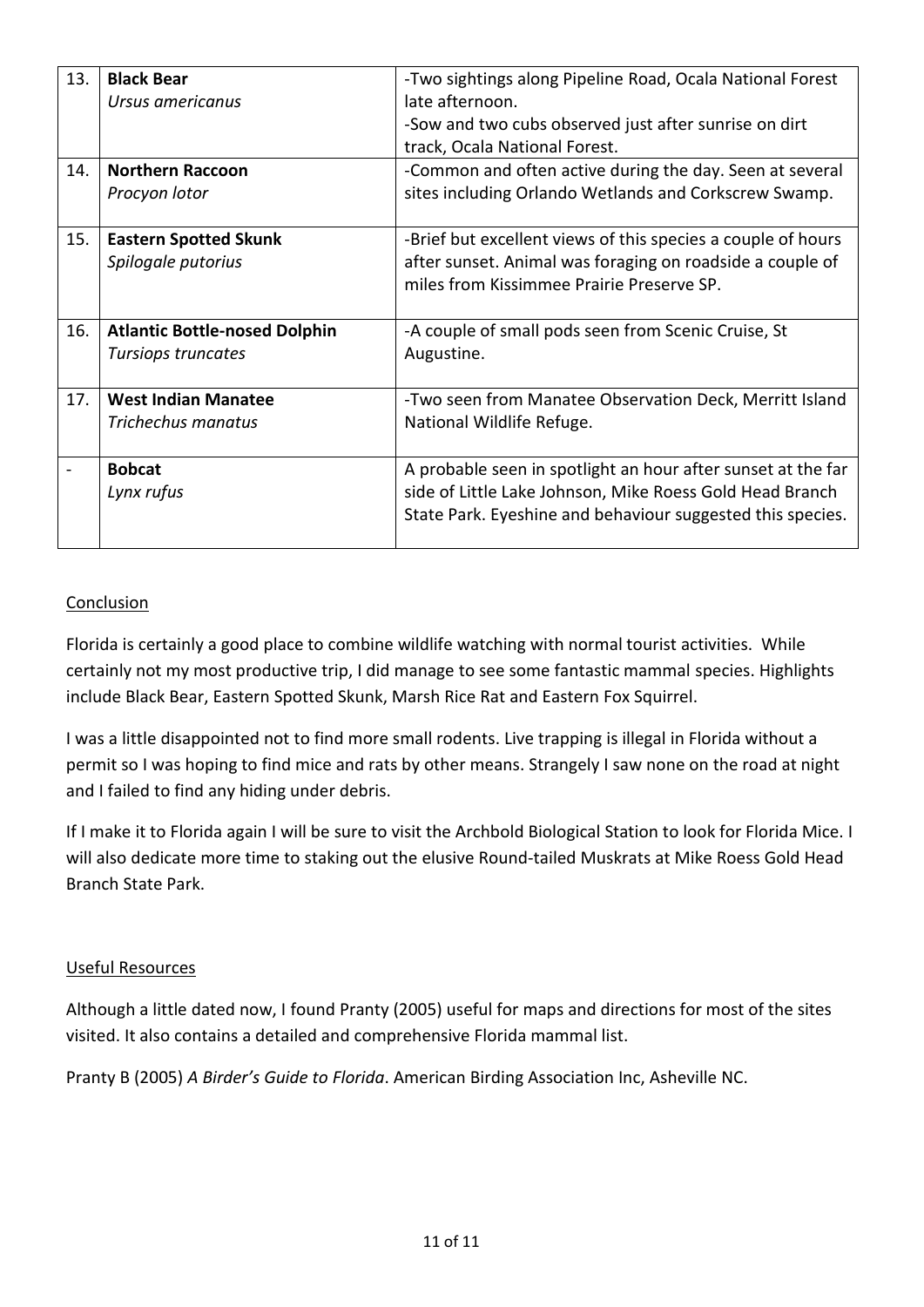| | | |
|---|---|---|
| 13. | **Black Bear**<br>*Ursus americanus* | -Two sightings along Pipeline Road, Ocala National Forest late afternoon.<br>-Sow and two cubs observed just after sunrise on dirt track, Ocala National Forest. |
| 14. | **Northern Raccoon**<br>*Procyon lotor* | -Common and often active during the day. Seen at several sites including Orlando Wetlands and Corkscrew Swamp. |
| 15. | **Eastern Spotted Skunk**<br>*Spilogale putorius* | -Brief but excellent views of this species a couple of hours after sunset. Animal was foraging on roadside a couple of miles from Kissimmee Prairie Preserve SP. |
| 16. | **Atlantic Bottle-nosed Dolphin**<br>*Tursiops truncates* | -A couple of small pods seen from Scenic Cruise, St Augustine. |
| 17. | **West Indian Manatee**<br>*Trichechus manatus* | -Two seen from Manatee Observation Deck, Merritt Island National Wildlife Refuge. |
| - | **Bobcat**<br>*Lynx rufus* | A probable seen in spotlight an hour after sunset at the far side of Little Lake Johnson, Mike Roess Gold Head Branch State Park. Eyeshine and behaviour suggested this species. |

## Conclusion

Florida is certainly a good place to combine wildlife watching with normal tourist activities. While certainly not my most productive trip, I did manage to see some fantastic mammal species. Highlights include Black Bear, Eastern Spotted Skunk, Marsh Rice Rat and Eastern Fox Squirrel.

I was a little disappointed not to find more small rodents. Live trapping is illegal in Florida without a permit so I was hoping to find mice and rats by other means. Strangely I saw none on the road at night and I failed to find any hiding under debris.

If I make it to Florida again I will be sure to visit the Archbold Biological Station to look for Florida Mice. I will also dedicate more time to staking out the elusive Round-tailed Muskrats at Mike Roess Gold Head Branch State Park.

## Useful Resources

Although a little dated now, I found Pranty (2005) useful for maps and directions for most of the sites visited. It also contains a detailed and comprehensive Florida mammal list.

Pranty B (2005) *A Birder's Guide to Florida*. American Birding Association Inc, Asheville NC.